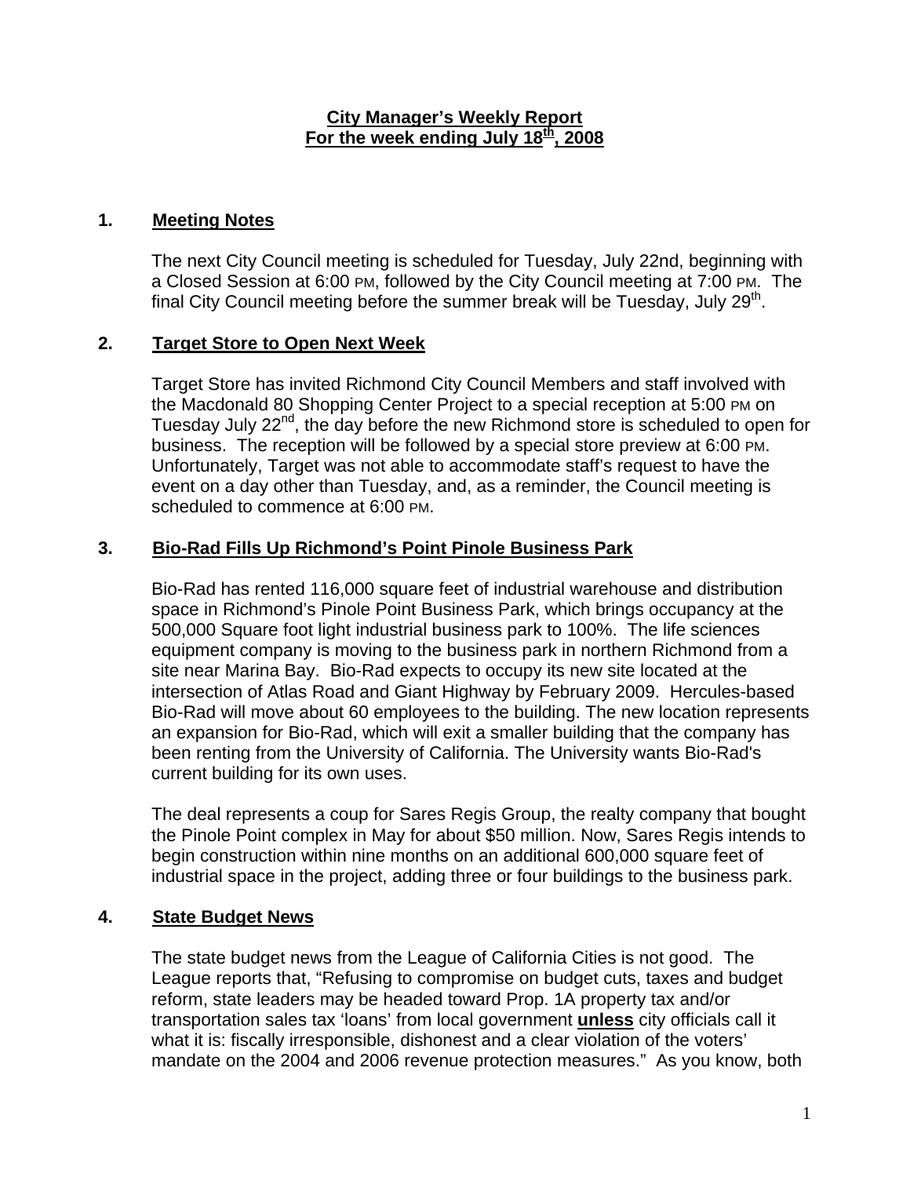**City Manager's Weekly Report**
**For the week ending July 18th, 2008**

## 1. Meeting Notes

The next City Council meeting is scheduled for Tuesday, July 22nd, beginning with a Closed Session at 6:00 PM, followed by the City Council meeting at 7:00 PM. The final City Council meeting before the summer break will be Tuesday, July 29th.

## 2. Target Store to Open Next Week

Target Store has invited Richmond City Council Members and staff involved with the Macdonald 80 Shopping Center Project to a special reception at 5:00 PM on Tuesday July 22nd, the day before the new Richmond store is scheduled to open for business. The reception will be followed by a special store preview at 6:00 PM. Unfortunately, Target was not able to accommodate staff's request to have the event on a day other than Tuesday, and, as a reminder, the Council meeting is scheduled to commence at 6:00 PM.

## 3. Bio-Rad Fills Up Richmond's Point Pinole Business Park

Bio-Rad has rented 116,000 square feet of industrial warehouse and distribution space in Richmond's Pinole Point Business Park, which brings occupancy at the 500,000 Square foot light industrial business park to 100%. The life sciences equipment company is moving to the business park in northern Richmond from a site near Marina Bay. Bio-Rad expects to occupy its new site located at the intersection of Atlas Road and Giant Highway by February 2009. Hercules-based Bio-Rad will move about 60 employees to the building. The new location represents an expansion for Bio-Rad, which will exit a smaller building that the company has been renting from the University of California. The University wants Bio-Rad's current building for its own uses.

The deal represents a coup for Sares Regis Group, the realty company that bought the Pinole Point complex in May for about $50 million. Now, Sares Regis intends to begin construction within nine months on an additional 600,000 square feet of industrial space in the project, adding three or four buildings to the business park.

## 4. State Budget News

The state budget news from the League of California Cities is not good. The League reports that, "Refusing to compromise on budget cuts, taxes and budget reform, state leaders may be headed toward Prop. 1A property tax and/or transportation sales tax 'loans' from local government **unless** city officials call it what it is: fiscally irresponsible, dishonest and a clear violation of the voters' mandate on the 2004 and 2006 revenue protection measures." As you know, both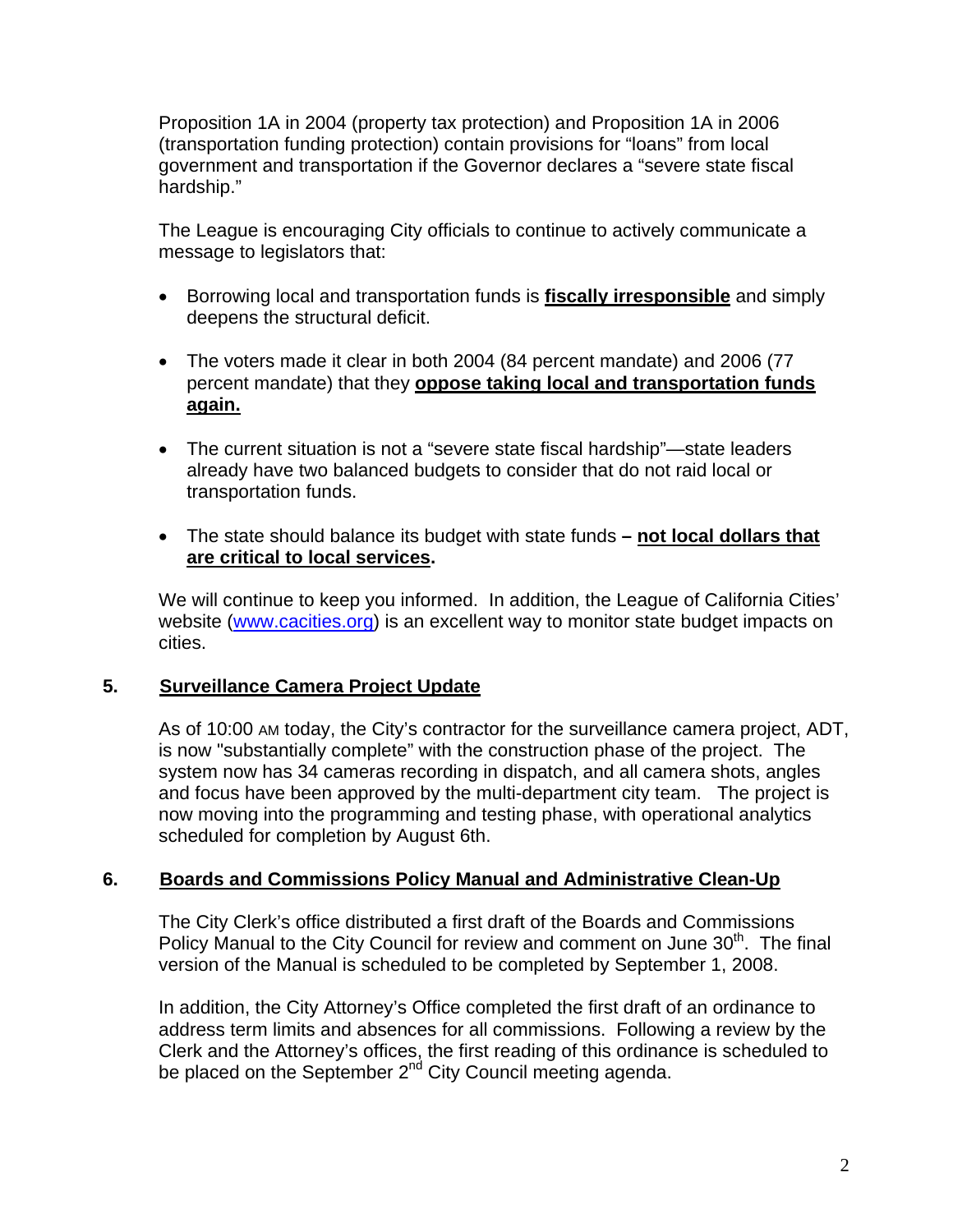Proposition 1A in 2004 (property tax protection) and Proposition 1A in 2006 (transportation funding protection) contain provisions for "loans" from local government and transportation if the Governor declares a "severe state fiscal hardship."

The League is encouraging City officials to continue to actively communicate a message to legislators that:

- Borrowing local and transportation funds is **fiscally irresponsible** and simply deepens the structural deficit.
- The voters made it clear in both 2004 (84 percent mandate) and 2006 (77 percent mandate) that they **oppose taking local and transportation funds again.**
- The current situation is not a "severe state fiscal hardship"—state leaders already have two balanced budgets to consider that do not raid local or transportation funds.
- The state should balance its budget with state funds **– not local dollars that are critical to local services.**

We will continue to keep you informed. In addition, the League of California Cities' website (www.cacities.org) is an excellent way to monitor state budget impacts on cities.

## 5. Surveillance Camera Project Update

As of 10:00 AM today, the City's contractor for the surveillance camera project, ADT, is now "substantially complete" with the construction phase of the project. The system now has 34 cameras recording in dispatch, and all camera shots, angles and focus have been approved by the multi-department city team. The project is now moving into the programming and testing phase, with operational analytics scheduled for completion by August 6th.

## 6. Boards and Commissions Policy Manual and Administrative Clean-Up

The City Clerk's office distributed a first draft of the Boards and Commissions Policy Manual to the City Council for review and comment on June 30th. The final version of the Manual is scheduled to be completed by September 1, 2008.

In addition, the City Attorney's Office completed the first draft of an ordinance to address term limits and absences for all commissions. Following a review by the Clerk and the Attorney's offices, the first reading of this ordinance is scheduled to be placed on the September 2nd City Council meeting agenda.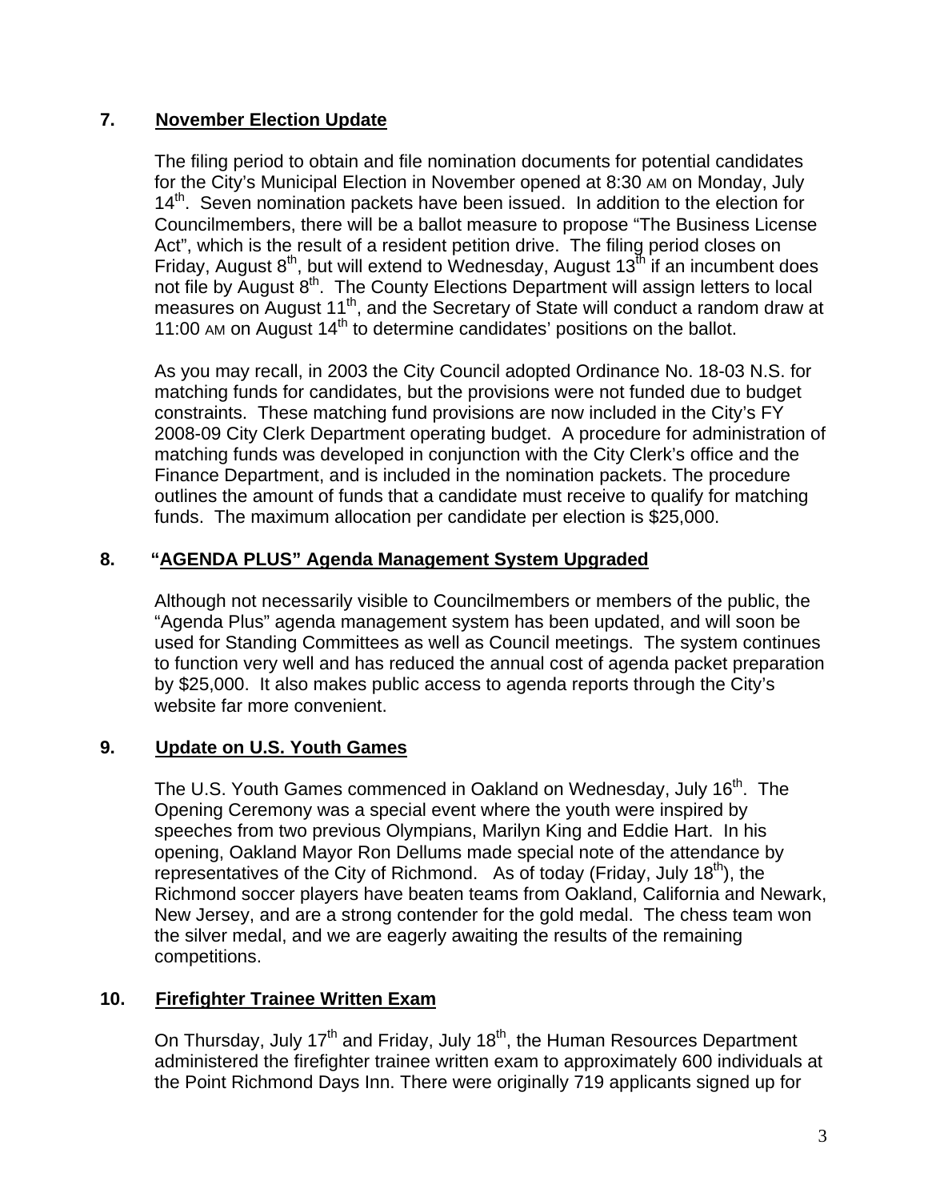## 7. **November Election Update**

The filing period to obtain and file nomination documents for potential candidates for the City's Municipal Election in November opened at 8:30 AM on Monday, July 14th. Seven nomination packets have been issued. In addition to the election for Councilmembers, there will be a ballot measure to propose "The Business License Act", which is the result of a resident petition drive. The filing period closes on Friday, August 8th, but will extend to Wednesday, August 13th if an incumbent does not file by August 8th. The County Elections Department will assign letters to local measures on August 11th, and the Secretary of State will conduct a random draw at 11:00 AM on August 14th to determine candidates' positions on the ballot.

As you may recall, in 2003 the City Council adopted Ordinance No. 18-03 N.S. for matching funds for candidates, but the provisions were not funded due to budget constraints. These matching fund provisions are now included in the City's FY 2008-09 City Clerk Department operating budget. A procedure for administration of matching funds was developed in conjunction with the City Clerk's office and the Finance Department, and is included in the nomination packets. The procedure outlines the amount of funds that a candidate must receive to qualify for matching funds. The maximum allocation per candidate per election is $25,000.

## 8. **"AGENDA PLUS" Agenda Management System Upgraded**

Although not necessarily visible to Councilmembers or members of the public, the "Agenda Plus" agenda management system has been updated, and will soon be used for Standing Committees as well as Council meetings. The system continues to function very well and has reduced the annual cost of agenda packet preparation by $25,000. It also makes public access to agenda reports through the City's website far more convenient.

## 9. **Update on U.S. Youth Games**

The U.S. Youth Games commenced in Oakland on Wednesday, July 16th. The Opening Ceremony was a special event where the youth were inspired by speeches from two previous Olympians, Marilyn King and Eddie Hart. In his opening, Oakland Mayor Ron Dellums made special note of the attendance by representatives of the City of Richmond. As of today (Friday, July 18th), the Richmond soccer players have beaten teams from Oakland, California and Newark, New Jersey, and are a strong contender for the gold medal. The chess team won the silver medal, and we are eagerly awaiting the results of the remaining competitions.

## 10. **Firefighter Trainee Written Exam**

On Thursday, July 17th and Friday, July 18th, the Human Resources Department administered the firefighter trainee written exam to approximately 600 individuals at the Point Richmond Days Inn. There were originally 719 applicants signed up for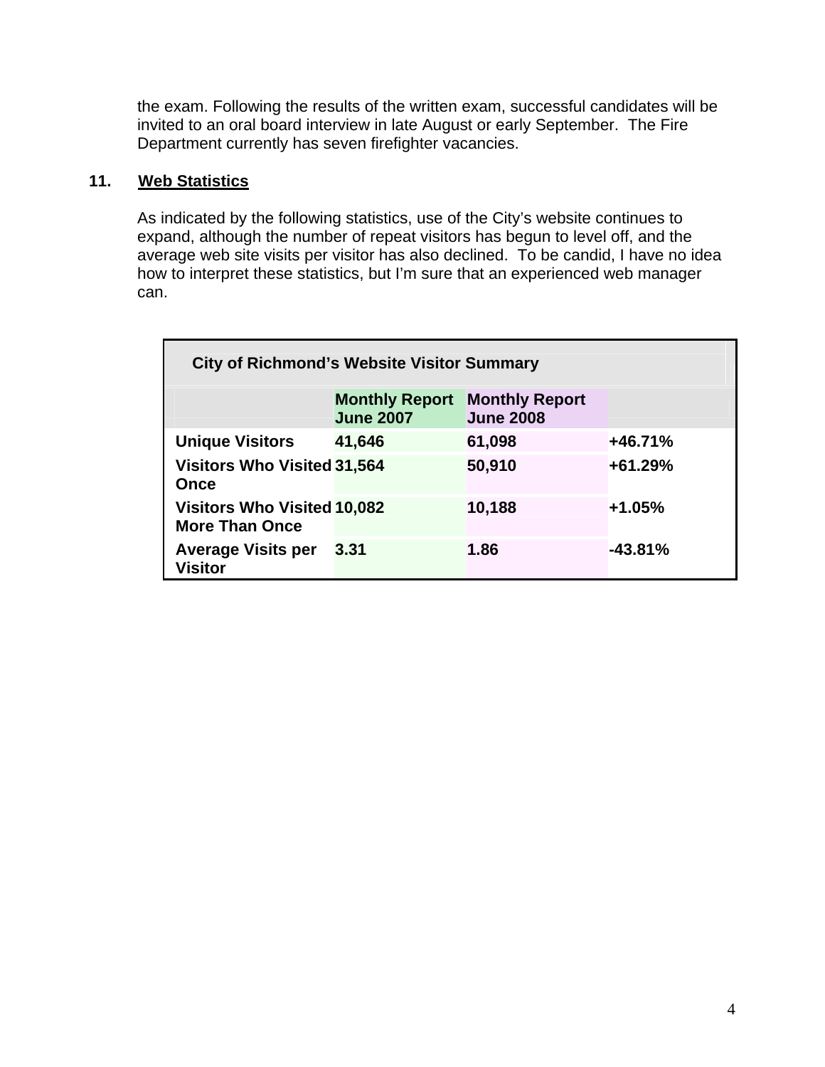the exam. Following the results of the written exam, successful candidates will be invited to an oral board interview in late August or early September. The Fire Department currently has seven firefighter vacancies.

## 11. Web Statistics

As indicated by the following statistics, use of the City's website continues to expand, although the number of repeat visitors has begun to level off, and the average web site visits per visitor has also declined. To be candid, I have no idea how to interpret these statistics, but I'm sure that an experienced web manager can.

**City of Richmond's Website Visitor Summary**

| | Monthly Report June 2007 | Monthly Report June 2008 | |
|---|---|---|---|
| **Unique Visitors** | **41,646** | **61,098** | **+46.71%** |
| **Visitors Who Visited Once** | **31,564** | **50,910** | **+61.29%** |
| **Visitors Who Visited More Than Once** | **10,082** | **10,188** | **+1.05%** |
| **Average Visits per Visitor** | **3.31** | **1.86** | **-43.81%** |